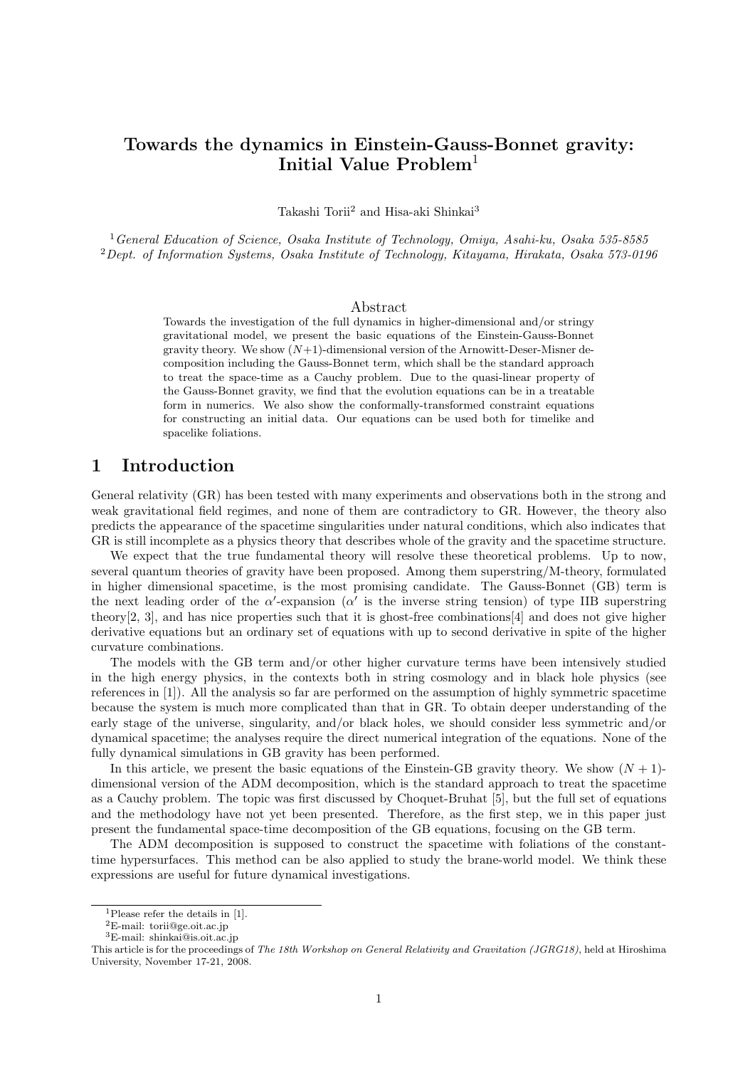# Towards the dynamics in Einstein-Gauss-Bonnet gravity: Initial Value Problem[1]

Takashi Torii[2] and Hisa-aki Shinkai[3]

[1] *General Education of Science, Osaka Institute of Technology, Omiya, Asahi-ku, Osaka 535-8585*
[2] *Dept. of Information Systems, Osaka Institute of Technology, Kitayama, Hirakata, Osaka 573-0196*

## Abstract

Towards the investigation of the full dynamics in higher-dimensional and/or stringy gravitational model, we present the basic equations of the Einstein-Gauss-Bonnet gravity theory. We show $(N+1)$-dimensional version of the Arnowitt-Deser-Misner decomposition including the Gauss-Bonnet term, which shall be the standard approach to treat the space-time as a Cauchy problem. Due to the quasi-linear property of the Gauss-Bonnet gravity, we find that the evolution equations can be in a treatable form in numerics. We also show the conformally-transformed constraint equations for constructing an initial data. Our equations can be used both for timelike and spacelike foliations.

## 1 Introduction

General relativity (GR) has been tested with many experiments and observations both in the strong and weak gravitational field regimes, and none of them are contradictory to GR. However, the theory also predicts the appearance of the spacetime singularities under natural conditions, which also indicates that GR is still incomplete as a physics theory that describes whole of the gravity and the spacetime structure.

We expect that the true fundamental theory will resolve these theoretical problems. Up to now, several quantum theories of gravity have been proposed. Among them superstring/M-theory, formulated in higher dimensional spacetime, is the most promising candidate. The Gauss-Bonnet (GB) term is the next leading order of the $\alpha'$-expansion ($\alpha'$ is the inverse string tension) of type IIB superstring theory[2, 3], and has nice properties such that it is ghost-free combinations[4] and does not give higher derivative equations but an ordinary set of equations with up to second derivative in spite of the higher curvature combinations.

The models with the GB term and/or other higher curvature terms have been intensively studied in the high energy physics, in the contexts both in string cosmology and in black hole physics (see references in [1]). All the analysis so far are performed on the assumption of highly symmetric spacetime because the system is much more complicated than that in GR. To obtain deeper understanding of the early stage of the universe, singularity, and/or black holes, we should consider less symmetric and/or dynamical spacetime; the analyses require the direct numerical integration of the equations. None of the fully dynamical simulations in GB gravity has been performed.

In this article, we present the basic equations of the Einstein-GB gravity theory. We show $(N+1)$-dimensional version of the ADM decomposition, which is the standard approach to treat the spacetime as a Cauchy problem. The topic was first discussed by Choquet-Bruhat [5], but the full set of equations and the methodology have not yet been presented. Therefore, as the first step, we in this paper just present the fundamental space-time decomposition of the GB equations, focusing on the GB term.

The ADM decomposition is supposed to construct the spacetime with foliations of the constant-time hypersurfaces. This method can be also applied to study the brane-world model. We think these expressions are useful for future dynamical investigations.

---

[1] Please refer the details in [1].
[2] E-mail: torii@ge.oit.ac.jp
[3] E-mail: shinkai@is.oit.ac.jp

This article is for the proceedings of *The 18th Workshop on General Relativity and Gravitation (JGRG18)*, held at Hiroshima University, November 17-21, 2008.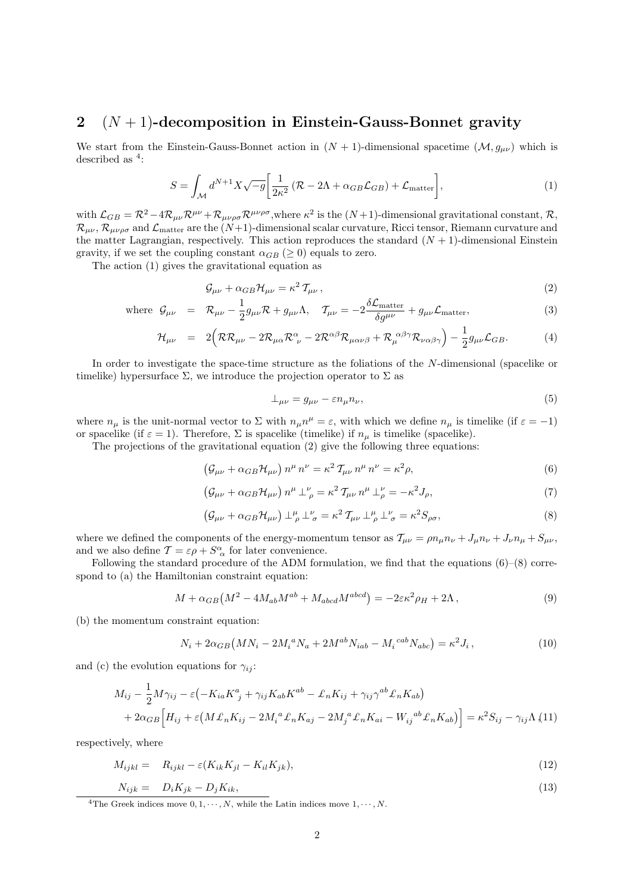## 2 $(N+1)$-decomposition in Einstein-Gauss-Bonnet gravity

We start from the Einstein-Gauss-Bonnet action in $(N+1)$-dimensional spacetime $(\mathcal{M}, g_{\mu\nu})$ which is described as [4]:

$$S = \int_{\mathcal{M}} d^{N+1}X\sqrt{-g}\bigg[\frac{1}{2\kappa^2}\left(\mathcal{R} - 2\Lambda + \alpha_{GB}\mathcal{L}_{GB}\right) + \mathcal{L}_{\rm matter}\bigg], \tag{1}$$

with $\mathcal{L}_{GB} = \mathcal{R}^2 - 4\mathcal{R}_{\mu\nu}\mathcal{R}^{\mu\nu} + \mathcal{R}_{\mu\nu\rho\sigma}\mathcal{R}^{\mu\nu\rho\sigma}$,where $\kappa^2$ is the $(N+1)$-dimensional gravitational constant, $\mathcal{R}$, $\mathcal{R}_{\mu\nu}$, $\mathcal{R}_{\mu\nu\rho\sigma}$ and $\mathcal{L}_{\rm matter}$ are the $(N+1)$-dimensional scalar curvature, Ricci tensor, Riemann curvature and the matter Lagrangian, respectively. This action reproduces the standard $(N+1)$-dimensional Einstein gravity, if we set the coupling constant $\alpha_{GB}$ $(\geq 0)$ equals to zero.

The action (1) gives the gravitational equation as

$$\mathcal{G}_{\mu\nu} + \alpha_{GB}\mathcal{H}_{\mu\nu} = \kappa^2\,\mathcal{T}_{\mu\nu}\,, \tag{2}$$

$$\text{where}\quad \mathcal{G}_{\mu\nu} = \mathcal{R}_{\mu\nu} - \frac{1}{2}g_{\mu\nu}\mathcal{R} + g_{\mu\nu}\Lambda, \quad \mathcal{T}_{\mu\nu} = -2\frac{\delta\mathcal{L}_{\rm matter}}{\delta g^{\mu\nu}} + g_{\mu\nu}\mathcal{L}_{\rm matter}, \tag{3}$$

$$\mathcal{H}_{\mu\nu} = 2\Big(\mathcal{R}\mathcal{R}_{\mu\nu} - 2\mathcal{R}_{\mu\alpha}\mathcal{R}^{\alpha}_{\ \nu} - 2\mathcal{R}^{\alpha\beta}\mathcal{R}_{\mu\alpha\nu\beta} + \mathcal{R}_{\mu}^{\ \alpha\beta\gamma}\mathcal{R}_{\nu\alpha\beta\gamma}\Big) - \frac{1}{2}g_{\mu\nu}\mathcal{L}_{GB}. \tag{4}$$

In order to investigate the space-time structure as the foliations of the $N$-dimensional (spacelike or timelike) hypersurface $\Sigma$, we introduce the projection operator to $\Sigma$ as

$$\perp_{\mu\nu} = g_{\mu\nu} - \varepsilon n_\mu n_\nu, \tag{5}$$

where $n_\mu$ is the unit-normal vector to $\Sigma$ with $n_\mu n^\mu = \varepsilon$, with which we define $n_\mu$ is timelike (if $\varepsilon = -1$) or spacelike (if $\varepsilon = 1$). Therefore, $\Sigma$ is spacelike (timelike) if $n_\mu$ is timelike (spacelike).

The projections of the gravitational equation (2) give the following three equations:

$$\left(\mathcal{G}_{\mu\nu} + \alpha_{GB}\mathcal{H}_{\mu\nu}\right) n^\mu\, n^\nu = \kappa^2\,\mathcal{T}_{\mu\nu}\, n^\mu\, n^\nu = \kappa^2\rho, \tag{6}$$

$$\left(\mathcal{G}_{\mu\nu} + \alpha_{GB}\mathcal{H}_{\mu\nu}\right) n^\mu \perp^{\nu}_{\ \rho} = \kappa^2\,\mathcal{T}_{\mu\nu}\, n^\mu \perp^{\nu}_{\ \rho} = -\kappa^2 J_\rho, \tag{7}$$

$$\left(\mathcal{G}_{\mu\nu} + \alpha_{GB}\mathcal{H}_{\mu\nu}\right) \perp^{\mu}_{\ \rho}\perp^{\nu}_{\ \sigma} = \kappa^2\,\mathcal{T}_{\mu\nu} \perp^{\mu}_{\ \rho}\perp^{\nu}_{\ \sigma} = \kappa^2 S_{\rho\sigma}, \tag{8}$$

where we defined the components of the energy-momentum tensor as $\mathcal{T}_{\mu\nu} = \rho n_\mu n_\nu + J_\mu n_\nu + J_\nu n_\mu + S_{\mu\nu}$, and we also define $\mathcal{T} = \varepsilon\rho + S^{\alpha}_{\ \alpha}$ for later convenience.

Following the standard procedure of the ADM formulation, we find that the equations (6)–(8) correspond to (a) the Hamiltonian constraint equation:

$$M + \alpha_{GB}\big(M^2 - 4M_{ab}M^{ab} + M_{abcd}M^{abcd}\big) = -2\varepsilon\kappa^2\rho_H + 2\Lambda\,, \tag{9}$$

(b) the momentum constraint equation:

$$N_i + 2\alpha_{GB}\big(MN_i - 2M_i^{\ a}N_a + 2M^{ab}N_{iab} - M_i^{\ cab}N_{abc}\big) = \kappa^2 J_i\,, \tag{10}$$

and (c) the evolution equations for $\gamma_{ij}$:

$$\begin{aligned} &M_{ij} - \frac{1}{2}M\gamma_{ij} - \varepsilon\big(-K_{ia}K^a_{\ j} + \gamma_{ij}K_{ab}K^{ab} - \pounds_n K_{ij} + \gamma_{ij}\gamma^{ab}\pounds_n K_{ab}\big) \\ &+ 2\alpha_{GB}\Big[H_{ij} + \varepsilon\big(M\pounds_n K_{ij} - 2M_i^{\ a}\pounds_n K_{aj} - 2M_j^{\ a}\pounds_n K_{ai} - W_{ij}^{\ \ ab}\pounds_n K_{ab}\big)\Big] = \kappa^2 S_{ij} - \gamma_{ij}\Lambda\,, \end{aligned} \tag{11}$$

respectively, where

$$M_{ijkl} = R_{ijkl} - \varepsilon(K_{ik}K_{jl} - K_{il}K_{jk}), \tag{12}$$

$$N_{ijk} = D_i K_{jk} - D_j K_{ik}, \tag{13}$$

[4] The Greek indices move $0, 1, \cdots, N$, while the Latin indices move $1, \cdots, N$.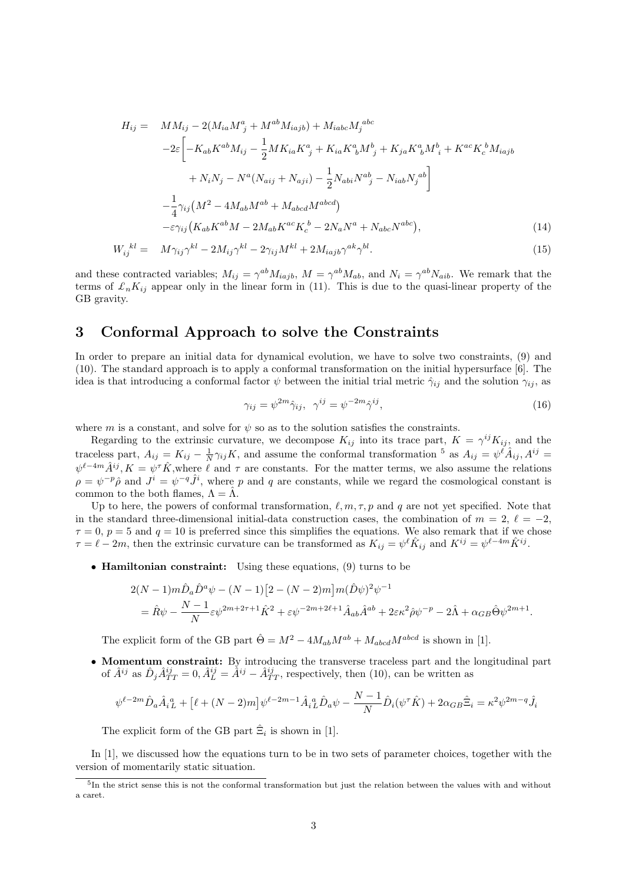$$
\begin{aligned}
H_{ij} = \;& M M_{ij} - 2(M_{ia}M^{a}_{\ j} + M^{ab}M_{iajb}) + M_{iabc}M_j^{\ abc} \\
& -2\varepsilon\Big[-K_{ab}K^{ab}M_{ij} - \frac{1}{2}MK_{ia}K^{a}_{\ j} + K_{ia}K^{a}_{\ b}M^{b}_{\ j} + K_{ja}K^{a}_{\ b}M^{b}_{\ i} + K^{ac}K_c^{\ b}M_{iajb} \\
& \qquad + N_iN_j - N^a(N_{aij} + N_{aji}) - \frac{1}{2}N_{abi}N^{ab}_{\ \ j} - N_{iab}N_j^{\ ab}\Big] \\
& -\frac{1}{4}\gamma_{ij}\big(M^2 - 4M_{ab}M^{ab} + M_{abcd}M^{abcd}\big) \\
& -\varepsilon\gamma_{ij}\big(K_{ab}K^{ab}M - 2M_{ab}K^{ac}K_c^{\ b} - 2N_aN^a + N_{abc}N^{abc}\big),
\end{aligned}
\tag{14}
$$

$$
W_{ij}^{\ \ kl} = \; M\gamma_{ij}\gamma^{kl} - 2M_{ij}\gamma^{kl} - 2\gamma_{ij}M^{kl} + 2M_{iajb}\gamma^{ak}\gamma^{bl}. \tag{15}
$$

and these contracted variables; $M_{ij} = \gamma^{ab}M_{iajb}$, $M = \gamma^{ab}M_{ab}$, and $N_i = \gamma^{ab}N_{aib}$. We remark that the terms of $\pounds_n K_{ij}$ appear only in the linear form in (11). This is due to the quasi-linear property of the GB gravity.

## 3 Conformal Approach to solve the Constraints

In order to prepare an initial data for dynamical evolution, we have to solve two constraints, (9) and (10). The standard approach is to apply a conformal transformation on the initial hypersurface [6]. The idea is that introducing a conformal factor $\psi$ between the initial trial metric $\hat{\gamma}_{ij}$ and the solution $\gamma_{ij}$, as

$$
\gamma_{ij} = \psi^{2m}\hat{\gamma}_{ij}, \quad \gamma^{ij} = \psi^{-2m}\hat{\gamma}^{ij}, \tag{16}
$$

where $m$ is a constant, and solve for $\psi$ so as to the solution satisfies the constraints.

Regarding to the extrinsic curvature, we decompose $K_{ij}$ into its trace part, $K = \gamma^{ij}K_{ij}$, and the traceless part, $A_{ij} = K_{ij} - \frac{1}{N}\gamma_{ij}K$, and assume the conformal transformation [5] as $A_{ij} = \psi^{\ell}\hat{A}_{ij}$, $A^{ij} = \psi^{\ell-4m}\hat{A}^{ij}$, $K = \psi^{\tau}\hat{K}$, where $\ell$ and $\tau$ are constants. For the matter terms, we also assume the relations $\rho = \psi^{-p}\hat{\rho}$ and $J^i = \psi^{-q}\hat{J}^i$, where $p$ and $q$ are constants, while we regard the cosmological constant is common to the both flames, $\Lambda = \hat{\Lambda}$.

Up to here, the powers of conformal transformation, $\ell, m, \tau, p$ and $q$ are not yet specified. Note that in the standard three-dimensional initial-data construction cases, the combination of $m = 2$, $\ell = -2$, $\tau = 0$, $p = 5$ and $q = 10$ is preferred since this simplifies the equations. We also remark that if we chose $\tau = \ell - 2m$, then the extrinsic curvature can be transformed as $K_{ij} = \psi^{\ell}\hat{K}_{ij}$ and $K^{ij} = \psi^{\ell-4m}\hat{K}^{ij}$.

- **Hamiltonian constraint:** Using these equations, (9) turns to be

$$
\begin{aligned}
&2(N-1)m\hat{D}_a\hat{D}^a\psi - (N-1)\big[2-(N-2)m\big]m(\hat{D}\psi)^2\psi^{-1} \\
&= \hat{R}\psi - \frac{N-1}{N}\varepsilon\psi^{2m+2\tau+1}\hat{K}^2 + \varepsilon\psi^{-2m+2\ell+1}\hat{A}_{ab}\hat{A}^{ab} + 2\varepsilon\kappa^2\hat{\rho}\psi^{-p} - 2\hat{\Lambda} + \alpha_{GB}\hat{\Theta}\psi^{2m+1}.
\end{aligned}
$$

  The explicit form of the GB part $\hat{\Theta} = M^2 - 4M_{ab}M^{ab} + M_{abcd}M^{abcd}$ is shown in [1].

- **Momentum constraint:** By introducing the transverse traceless part and the longitudinal part of $\hat{A}^{ij}$ as $\hat{D}_j\hat{A}^{ij}_{TT} = 0$, $\hat{A}^{ij}_L = \hat{A}^{ij} - \hat{A}^{ij}_{TT}$, respectively, then (10), can be written as

$$
\psi^{\ell-2m}\hat{D}_a\hat{A}_{i\ L}^{\ a} + \big[\ell + (N-2)m\big]\psi^{\ell-2m-1}\hat{A}_{i\ L}^{\ a}\hat{D}_a\psi - \frac{N-1}{N}\hat{D}_i(\psi^{\tau}\hat{K}) + 2\alpha_{GB}\hat{\Xi}_i = \kappa^2\psi^{2m-q}\hat{J}_i
$$

  The explicit form of the GB part $\hat{\Xi}_i$ is shown in [1].

In [1], we discussed how the equations turn to be in two sets of parameter choices, together with the version of momentarily static situation.

[5] In the strict sense this is not the conformal transformation but just the relation between the values with and without a caret.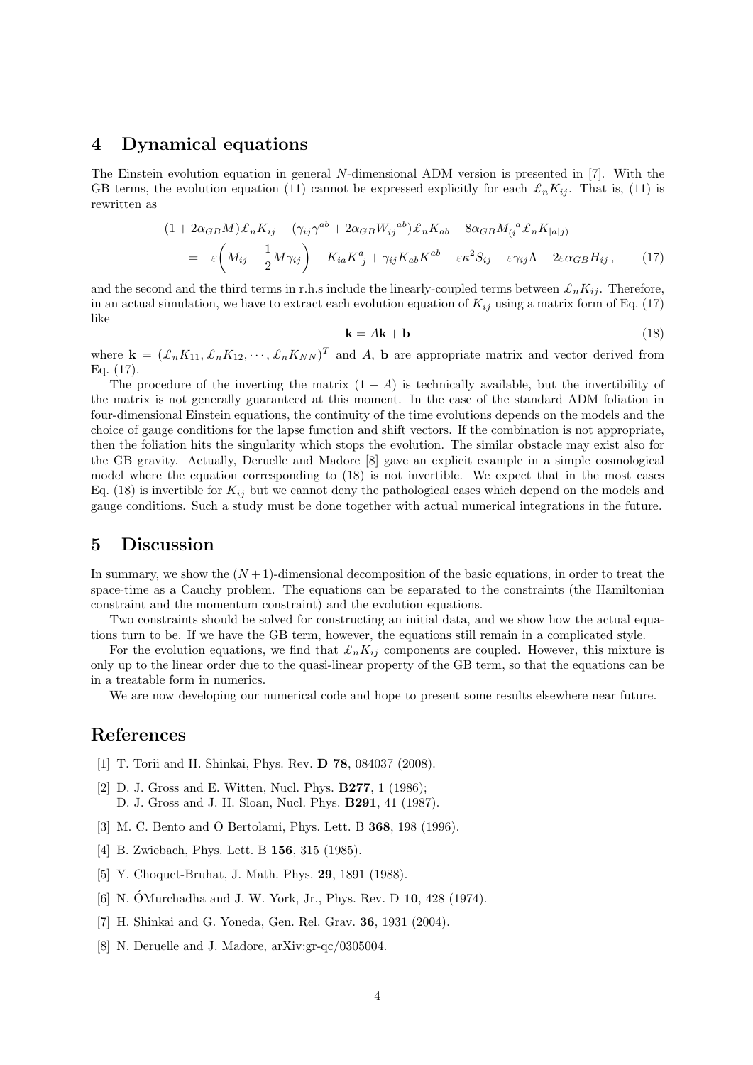## 4 Dynamical equations

The Einstein evolution equation in general $N$-dimensional ADM version is presented in [7]. With the GB terms, the evolution equation (11) cannot be expressed explicitly for each $\pounds_n K_{ij}$. That is, (11) is rewritten as

$$
\begin{aligned}
&(1 + 2\alpha_{GB} M)\pounds_n K_{ij} - (\gamma_{ij}\gamma^{ab} + 2\alpha_{GB} W_{ij}{}^{ab})\pounds_n K_{ab} - 8\alpha_{GB} M_{(i}{}^{a}\pounds_n K_{|a|j)} \\
&\quad = -\varepsilon\left( M_{ij} - \frac{1}{2} M\gamma_{ij} \right) - K_{ia}K^{a}{}_{j} + \gamma_{ij}K_{ab}K^{ab} + \varepsilon\kappa^2 S_{ij} - \varepsilon\gamma_{ij}\Lambda - 2\varepsilon\alpha_{GB} H_{ij}\,, \qquad (17)
\end{aligned}
$$

and the second and the third terms in r.h.s include the linearly-coupled terms between $\pounds_n K_{ij}$. Therefore, in an actual simulation, we have to extract each evolution equation of $K_{ij}$ using a matrix form of Eq. (17) like

$$
\mathbf{k} = A\mathbf{k} + \mathbf{b} \qquad (18)
$$

where $\mathbf{k} = (\pounds_n K_{11}, \pounds_n K_{12}, \cdots, \pounds_n K_{NN})^T$ and $A$, $\mathbf{b}$ are appropriate matrix and vector derived from Eq. (17).

The procedure of the inverting the matrix $(1 - A)$ is technically available, but the invertibility of the matrix is not generally guaranteed at this moment. In the case of the standard ADM foliation in four-dimensional Einstein equations, the continuity of the time evolutions depends on the models and the choice of gauge conditions for the lapse function and shift vectors. If the combination is not appropriate, then the foliation hits the singularity which stops the evolution. The similar obstacle may exist also for the GB gravity. Actually, Deruelle and Madore [8] gave an explicit example in a simple cosmological model where the equation corresponding to (18) is not invertible. We expect that in the most cases Eq. (18) is invertible for $K_{ij}$ but we cannot deny the pathological cases which depend on the models and gauge conditions. Such a study must be done together with actual numerical integrations in the future.

## 5 Discussion

In summary, we show the $(N+1)$-dimensional decomposition of the basic equations, in order to treat the space-time as a Cauchy problem. The equations can be separated to the constraints (the Hamiltonian constraint and the momentum constraint) and the evolution equations.

Two constraints should be solved for constructing an initial data, and we show how the actual equations turn to be. If we have the GB term, however, the equations still remain in a complicated style.

For the evolution equations, we find that $\pounds_n K_{ij}$ components are coupled. However, this mixture is only up to the linear order due to the quasi-linear property of the GB term, so that the equations can be in a treatable form in numerics.

We are now developing our numerical code and hope to present some results elsewhere near future.

## References

[1] T. Torii and H. Shinkai, Phys. Rev. **D 78**, 084037 (2008).

[2] D. J. Gross and E. Witten, Nucl. Phys. **B277**, 1 (1986);
D. J. Gross and J. H. Sloan, Nucl. Phys. **B291**, 41 (1987).

[3] M. C. Bento and O Bertolami, Phys. Lett. B **368**, 198 (1996).

[4] B. Zwiebach, Phys. Lett. B **156**, 315 (1985).

[5] Y. Choquet-Bruhat, J. Math. Phys. **29**, 1891 (1988).

[6] N. ÓMurchadha and J. W. York, Jr., Phys. Rev. D **10**, 428 (1974).

[7] H. Shinkai and G. Yoneda, Gen. Rel. Grav. **36**, 1931 (2004).

[8] N. Deruelle and J. Madore, arXiv:gr-qc/0305004.